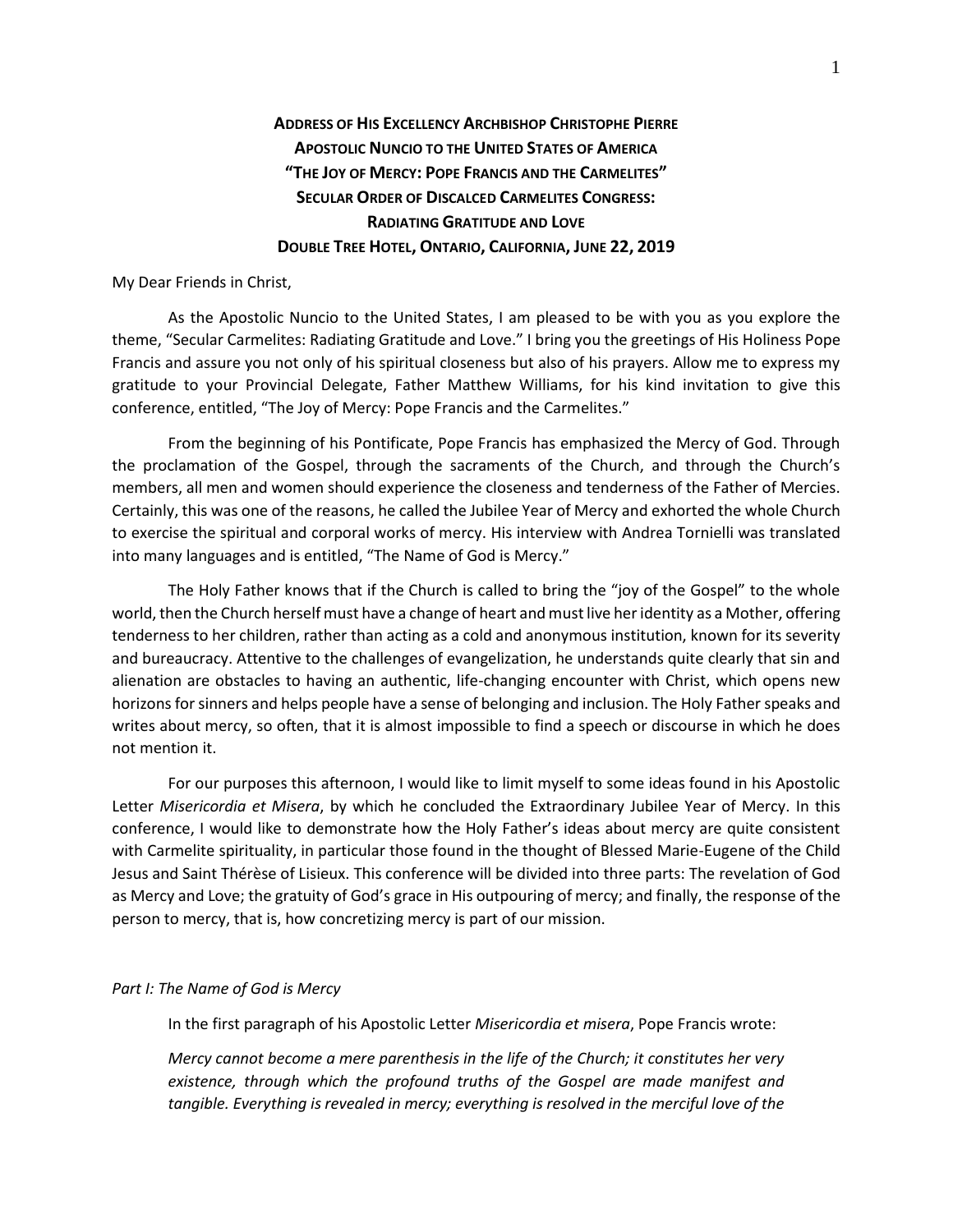**ADDRESS OF HIS EXCELLENCY ARCHBISHOP CHRISTOPHE PIERRE**
**APOSTOLIC NUNCIO TO THE UNITED STATES OF AMERICA**
**"THE JOY OF MERCY: POPE FRANCIS AND THE CARMELITES"**
**SECULAR ORDER OF DISCALCED CARMELITES CONGRESS:**
**RADIATING GRATITUDE AND LOVE**
**DOUBLE TREE HOTEL, ONTARIO, CALIFORNIA, JUNE 22, 2019**

My Dear Friends in Christ,

As the Apostolic Nuncio to the United States, I am pleased to be with you as you explore the theme, "Secular Carmelites: Radiating Gratitude and Love." I bring you the greetings of His Holiness Pope Francis and assure you not only of his spiritual closeness but also of his prayers. Allow me to express my gratitude to your Provincial Delegate, Father Matthew Williams, for his kind invitation to give this conference, entitled, "The Joy of Mercy: Pope Francis and the Carmelites."

From the beginning of his Pontificate, Pope Francis has emphasized the Mercy of God. Through the proclamation of the Gospel, through the sacraments of the Church, and through the Church's members, all men and women should experience the closeness and tenderness of the Father of Mercies. Certainly, this was one of the reasons, he called the Jubilee Year of Mercy and exhorted the whole Church to exercise the spiritual and corporal works of mercy. His interview with Andrea Tornielli was translated into many languages and is entitled, "The Name of God is Mercy."

The Holy Father knows that if the Church is called to bring the "joy of the Gospel" to the whole world, then the Church herself must have a change of heart and must live her identity as a Mother, offering tenderness to her children, rather than acting as a cold and anonymous institution, known for its severity and bureaucracy. Attentive to the challenges of evangelization, he understands quite clearly that sin and alienation are obstacles to having an authentic, life-changing encounter with Christ, which opens new horizons for sinners and helps people have a sense of belonging and inclusion. The Holy Father speaks and writes about mercy, so often, that it is almost impossible to find a speech or discourse in which he does not mention it.

For our purposes this afternoon, I would like to limit myself to some ideas found in his Apostolic Letter *Misericordia et Misera*, by which he concluded the Extraordinary Jubilee Year of Mercy. In this conference, I would like to demonstrate how the Holy Father's ideas about mercy are quite consistent with Carmelite spirituality, in particular those found in the thought of Blessed Marie-Eugene of the Child Jesus and Saint Thérèse of Lisieux. This conference will be divided into three parts: The revelation of God as Mercy and Love; the gratuity of God's grace in His outpouring of mercy; and finally, the response of the person to mercy, that is, how concretizing mercy is part of our mission.

*Part I: The Name of God is Mercy*

In the first paragraph of his Apostolic Letter *Misericordia et misera*, Pope Francis wrote:

*Mercy cannot become a mere parenthesis in the life of the Church; it constitutes her very existence, through which the profound truths of the Gospel are made manifest and tangible. Everything is revealed in mercy; everything is resolved in the merciful love of the*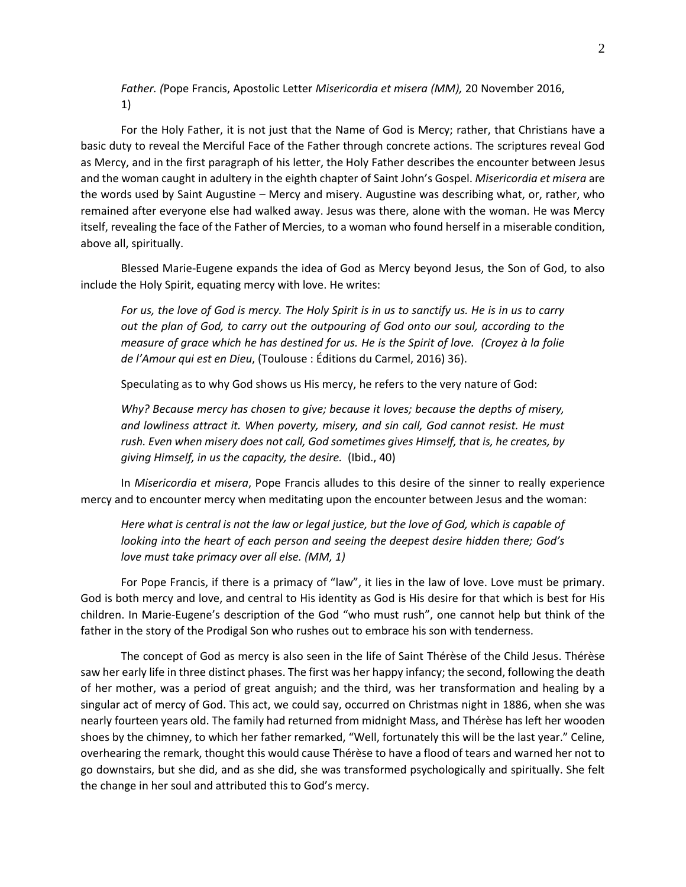> *Father. (*Pope Francis, Apostolic Letter *Misericordia et misera (MM),* 20 November 2016, 1)

For the Holy Father, it is not just that the Name of God is Mercy; rather, that Christians have a basic duty to reveal the Merciful Face of the Father through concrete actions. The scriptures reveal God as Mercy, and in the first paragraph of his letter, the Holy Father describes the encounter between Jesus and the woman caught in adultery in the eighth chapter of Saint John's Gospel. *Misericordia et misera* are the words used by Saint Augustine – Mercy and misery. Augustine was describing what, or, rather, who remained after everyone else had walked away. Jesus was there, alone with the woman. He was Mercy itself, revealing the face of the Father of Mercies, to a woman who found herself in a miserable condition, above all, spiritually.

Blessed Marie-Eugene expands the idea of God as Mercy beyond Jesus, the Son of God, to also include the Holy Spirit, equating mercy with love. He writes:

> *For us, the love of God is mercy. The Holy Spirit is in us to sanctify us. He is in us to carry out the plan of God, to carry out the outpouring of God onto our soul, according to the measure of grace which he has destined for us. He is the Spirit of love. (Croyez à la folie de l'Amour qui est en Dieu*, (Toulouse : Éditions du Carmel, 2016) 36).

Speculating as to why God shows us His mercy, he refers to the very nature of God:

> *Why? Because mercy has chosen to give; because it loves; because the depths of misery, and lowliness attract it. When poverty, misery, and sin call, God cannot resist. He must rush. Even when misery does not call, God sometimes gives Himself, that is, he creates, by giving Himself, in us the capacity, the desire.* (Ibid., 40)

In *Misericordia et misera*, Pope Francis alludes to this desire of the sinner to really experience mercy and to encounter mercy when meditating upon the encounter between Jesus and the woman:

> *Here what is central is not the law or legal justice, but the love of God, which is capable of looking into the heart of each person and seeing the deepest desire hidden there; God's love must take primacy over all else. (MM, 1)*

For Pope Francis, if there is a primacy of "law", it lies in the law of love. Love must be primary. God is both mercy and love, and central to His identity as God is His desire for that which is best for His children. In Marie-Eugene's description of the God "who must rush", one cannot help but think of the father in the story of the Prodigal Son who rushes out to embrace his son with tenderness.

The concept of God as mercy is also seen in the life of Saint Thérèse of the Child Jesus. Thérèse saw her early life in three distinct phases. The first was her happy infancy; the second, following the death of her mother, was a period of great anguish; and the third, was her transformation and healing by a singular act of mercy of God. This act, we could say, occurred on Christmas night in 1886, when she was nearly fourteen years old. The family had returned from midnight Mass, and Thérèse has left her wooden shoes by the chimney, to which her father remarked, "Well, fortunately this will be the last year." Celine, overhearing the remark, thought this would cause Thérèse to have a flood of tears and warned her not to go downstairs, but she did, and as she did, she was transformed psychologically and spiritually. She felt the change in her soul and attributed this to God's mercy.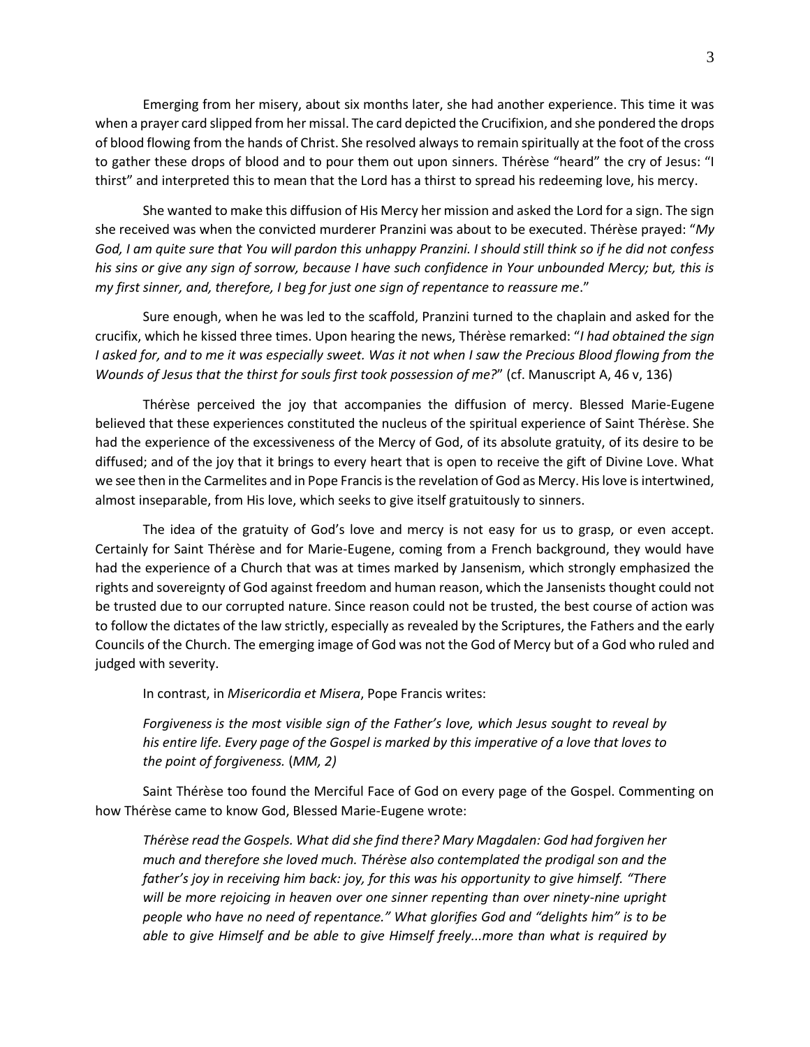Emerging from her misery, about six months later, she had another experience. This time it was when a prayer card slipped from her missal. The card depicted the Crucifixion, and she pondered the drops of blood flowing from the hands of Christ. She resolved always to remain spiritually at the foot of the cross to gather these drops of blood and to pour them out upon sinners. Thérèse "heard" the cry of Jesus: "I thirst" and interpreted this to mean that the Lord has a thirst to spread his redeeming love, his mercy.

She wanted to make this diffusion of His Mercy her mission and asked the Lord for a sign. The sign she received was when the convicted murderer Pranzini was about to be executed. Thérèse prayed: "*My God, I am quite sure that You will pardon this unhappy Pranzini. I should still think so if he did not confess his sins or give any sign of sorrow, because I have such confidence in Your unbounded Mercy; but, this is my first sinner, and, therefore, I beg for just one sign of repentance to reassure me*."

Sure enough, when he was led to the scaffold, Pranzini turned to the chaplain and asked for the crucifix, which he kissed three times. Upon hearing the news, Thérèse remarked: "*I had obtained the sign I asked for, and to me it was especially sweet. Was it not when I saw the Precious Blood flowing from the Wounds of Jesus that the thirst for souls first took possession of me?*" (cf. Manuscript A, 46 v, 136)

Thérèse perceived the joy that accompanies the diffusion of mercy. Blessed Marie-Eugene believed that these experiences constituted the nucleus of the spiritual experience of Saint Thérèse. She had the experience of the excessiveness of the Mercy of God, of its absolute gratuity, of its desire to be diffused; and of the joy that it brings to every heart that is open to receive the gift of Divine Love. What we see then in the Carmelites and in Pope Francis is the revelation of God as Mercy. His love is intertwined, almost inseparable, from His love, which seeks to give itself gratuitously to sinners.

The idea of the gratuity of God's love and mercy is not easy for us to grasp, or even accept. Certainly for Saint Thérèse and for Marie-Eugene, coming from a French background, they would have had the experience of a Church that was at times marked by Jansenism, which strongly emphasized the rights and sovereignty of God against freedom and human reason, which the Jansenists thought could not be trusted due to our corrupted nature. Since reason could not be trusted, the best course of action was to follow the dictates of the law strictly, especially as revealed by the Scriptures, the Fathers and the early Councils of the Church. The emerging image of God was not the God of Mercy but of a God who ruled and judged with severity.

In contrast, in *Misericordia et Misera*, Pope Francis writes:

> *Forgiveness is the most visible sign of the Father's love, which Jesus sought to reveal by his entire life. Every page of the Gospel is marked by this imperative of a love that loves to the point of forgiveness.* (*MM, 2)*

Saint Thérèse too found the Merciful Face of God on every page of the Gospel. Commenting on how Thérèse came to know God, Blessed Marie-Eugene wrote:

> *Thérèse read the Gospels. What did she find there? Mary Magdalen: God had forgiven her much and therefore she loved much. Thérèse also contemplated the prodigal son and the father's joy in receiving him back: joy, for this was his opportunity to give himself. "There will be more rejoicing in heaven over one sinner repenting than over ninety-nine upright people who have no need of repentance." What glorifies God and "delights him" is to be able to give Himself and be able to give Himself freely...more than what is required by*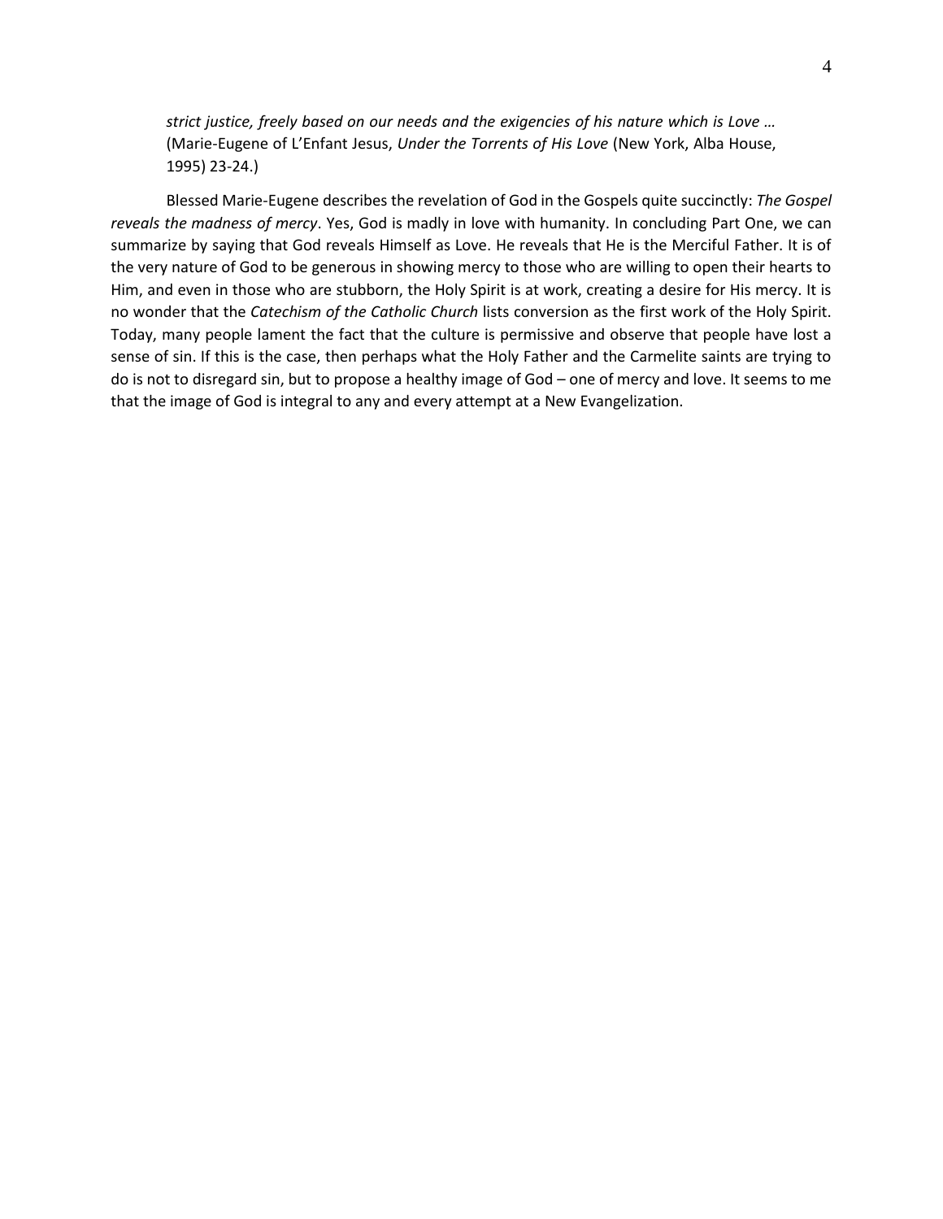> *strict justice, freely based on our needs and the exigencies of his nature which is Love …* (Marie-Eugene of L'Enfant Jesus, *Under the Torrents of His Love* (New York, Alba House, 1995) 23-24.)

Blessed Marie-Eugene describes the revelation of God in the Gospels quite succinctly: *The Gospel reveals the madness of mercy*. Yes, God is madly in love with humanity. In concluding Part One, we can summarize by saying that God reveals Himself as Love. He reveals that He is the Merciful Father. It is of the very nature of God to be generous in showing mercy to those who are willing to open their hearts to Him, and even in those who are stubborn, the Holy Spirit is at work, creating a desire for His mercy. It is no wonder that the *Catechism of the Catholic Church* lists conversion as the first work of the Holy Spirit. Today, many people lament the fact that the culture is permissive and observe that people have lost a sense of sin. If this is the case, then perhaps what the Holy Father and the Carmelite saints are trying to do is not to disregard sin, but to propose a healthy image of God – one of mercy and love. It seems to me that the image of God is integral to any and every attempt at a New Evangelization.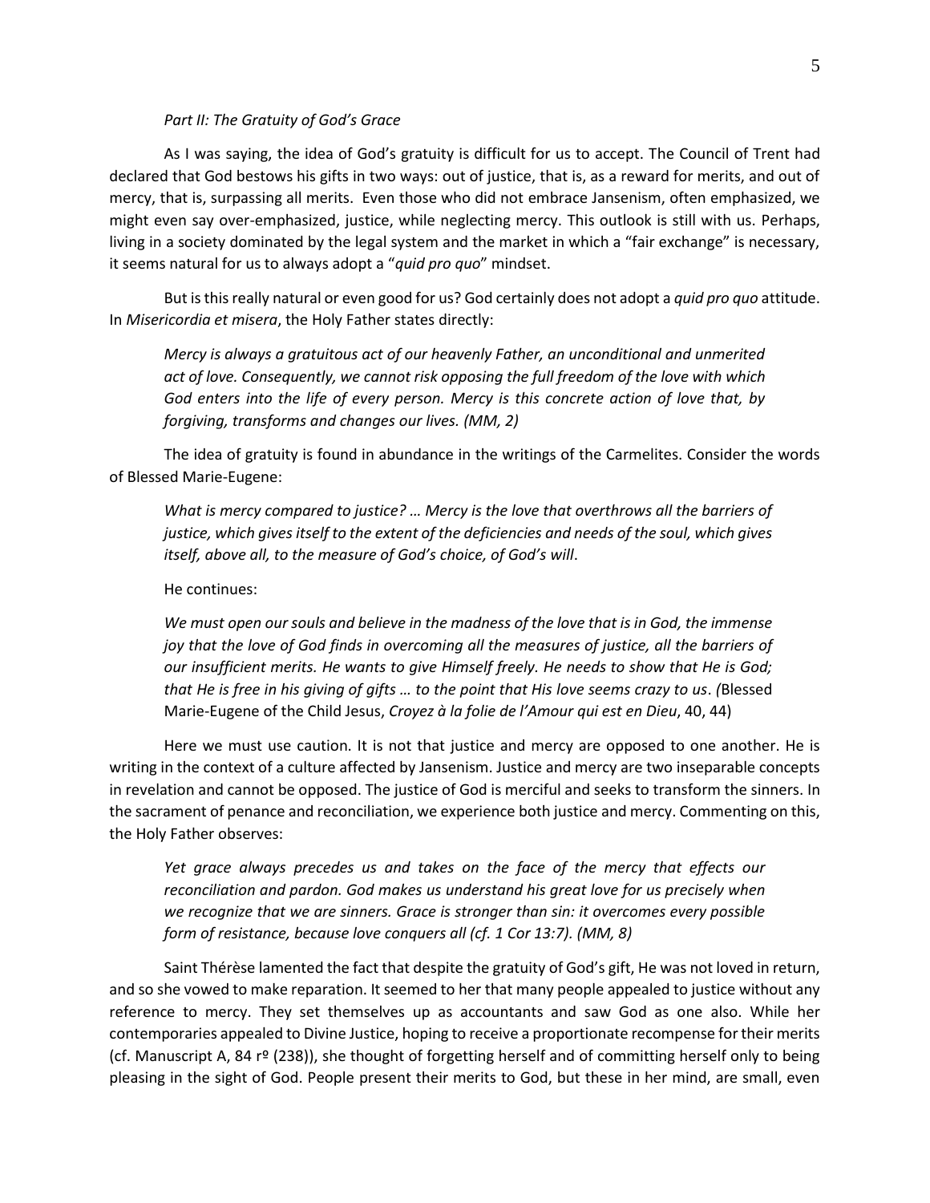*Part II: The Gratuity of God's Grace*

As I was saying, the idea of God's gratuity is difficult for us to accept. The Council of Trent had declared that God bestows his gifts in two ways: out of justice, that is, as a reward for merits, and out of mercy, that is, surpassing all merits. Even those who did not embrace Jansenism, often emphasized, we might even say over-emphasized, justice, while neglecting mercy. This outlook is still with us. Perhaps, living in a society dominated by the legal system and the market in which a "fair exchange" is necessary, it seems natural for us to always adopt a "*quid pro quo*" mindset.

But is this really natural or even good for us? God certainly does not adopt a *quid pro quo* attitude. In *Misericordia et misera*, the Holy Father states directly:

> *Mercy is always a gratuitous act of our heavenly Father, an unconditional and unmerited act of love. Consequently, we cannot risk opposing the full freedom of the love with which God enters into the life of every person. Mercy is this concrete action of love that, by forgiving, transforms and changes our lives. (MM, 2)*

The idea of gratuity is found in abundance in the writings of the Carmelites. Consider the words of Blessed Marie-Eugene:

> *What is mercy compared to justice? … Mercy is the love that overthrows all the barriers of justice, which gives itself to the extent of the deficiencies and needs of the soul, which gives itself, above all, to the measure of God's choice, of God's will*.

He continues:

> *We must open our souls and believe in the madness of the love that is in God, the immense joy that the love of God finds in overcoming all the measures of justice, all the barriers of our insufficient merits. He wants to give Himself freely. He needs to show that He is God; that He is free in his giving of gifts … to the point that His love seems crazy to us*. (Blessed Marie-Eugene of the Child Jesus, *Croyez à la folie de l'Amour qui est en Dieu*, 40, 44)

Here we must use caution. It is not that justice and mercy are opposed to one another. He is writing in the context of a culture affected by Jansenism. Justice and mercy are two inseparable concepts in revelation and cannot be opposed. The justice of God is merciful and seeks to transform the sinners. In the sacrament of penance and reconciliation, we experience both justice and mercy. Commenting on this, the Holy Father observes:

> *Yet grace always precedes us and takes on the face of the mercy that effects our reconciliation and pardon. God makes us understand his great love for us precisely when we recognize that we are sinners. Grace is stronger than sin: it overcomes every possible form of resistance, because love conquers all (cf. 1 Cor 13:7). (MM, 8)*

Saint Thérèse lamented the fact that despite the gratuity of God's gift, He was not loved in return, and so she vowed to make reparation. It seemed to her that many people appealed to justice without any reference to mercy. They set themselves up as accountants and saw God as one also. While her contemporaries appealed to Divine Justice, hoping to receive a proportionate recompense for their merits (cf. Manuscript A, 84 rº (238)), she thought of forgetting herself and of committing herself only to being pleasing in the sight of God. People present their merits to God, but these in her mind, are small, even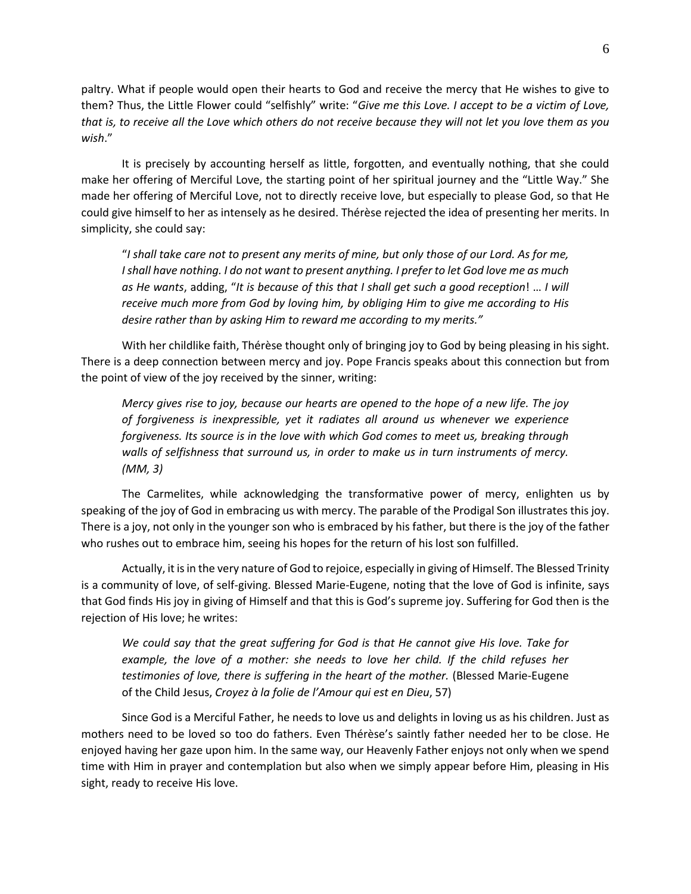paltry. What if people would open their hearts to God and receive the mercy that He wishes to give to them? Thus, the Little Flower could "selfishly" write: "*Give me this Love. I accept to be a victim of Love, that is, to receive all the Love which others do not receive because they will not let you love them as you wish*."

It is precisely by accounting herself as little, forgotten, and eventually nothing, that she could make her offering of Merciful Love, the starting point of her spiritual journey and the "Little Way." She made her offering of Merciful Love, not to directly receive love, but especially to please God, so that He could give himself to her as intensely as he desired. Thérèse rejected the idea of presenting her merits. In simplicity, she could say:

> "*I shall take care not to present any merits of mine, but only those of our Lord. As for me, I shall have nothing. I do not want to present anything. I prefer to let God love me as much as He wants*, adding, "*It is because of this that I shall get such a good reception*! … *I will receive much more from God by loving him, by obliging Him to give me according to His desire rather than by asking Him to reward me according to my merits."*

With her childlike faith, Thérèse thought only of bringing joy to God by being pleasing in his sight. There is a deep connection between mercy and joy. Pope Francis speaks about this connection but from the point of view of the joy received by the sinner, writing:

> *Mercy gives rise to joy, because our hearts are opened to the hope of a new life. The joy of forgiveness is inexpressible, yet it radiates all around us whenever we experience forgiveness. Its source is in the love with which God comes to meet us, breaking through walls of selfishness that surround us, in order to make us in turn instruments of mercy. (MM, 3)*

The Carmelites, while acknowledging the transformative power of mercy, enlighten us by speaking of the joy of God in embracing us with mercy. The parable of the Prodigal Son illustrates this joy. There is a joy, not only in the younger son who is embraced by his father, but there is the joy of the father who rushes out to embrace him, seeing his hopes for the return of his lost son fulfilled.

Actually, it is in the very nature of God to rejoice, especially in giving of Himself. The Blessed Trinity is a community of love, of self-giving. Blessed Marie-Eugene, noting that the love of God is infinite, says that God finds His joy in giving of Himself and that this is God's supreme joy. Suffering for God then is the rejection of His love; he writes:

> *We could say that the great suffering for God is that He cannot give His love. Take for example, the love of a mother: she needs to love her child. If the child refuses her testimonies of love, there is suffering in the heart of the mother.* (Blessed Marie-Eugene of the Child Jesus, *Croyez à la folie de l'Amour qui est en Dieu*, 57)

Since God is a Merciful Father, he needs to love us and delights in loving us as his children. Just as mothers need to be loved so too do fathers. Even Thérèse's saintly father needed her to be close. He enjoyed having her gaze upon him. In the same way, our Heavenly Father enjoys not only when we spend time with Him in prayer and contemplation but also when we simply appear before Him, pleasing in His sight, ready to receive His love.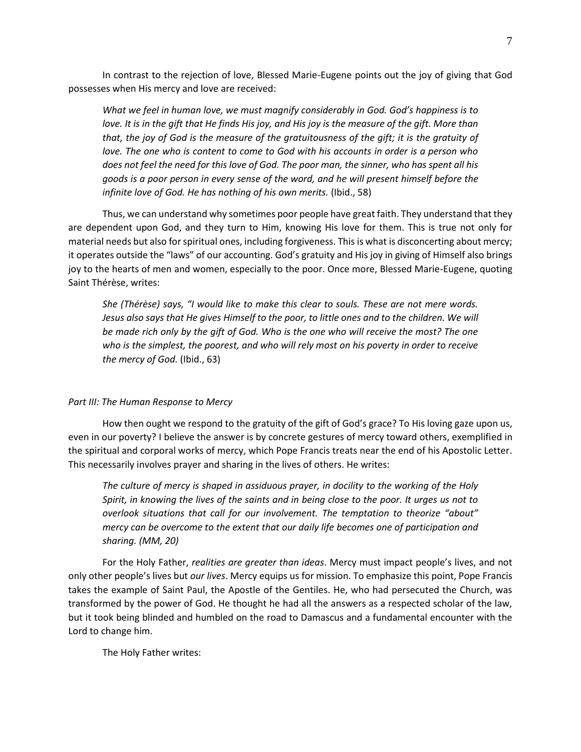In contrast to the rejection of love, Blessed Marie-Eugene points out the joy of giving that God possesses when His mercy and love are received:

> *What we feel in human love, we must magnify considerably in God. God's happiness is to love. It is in the gift that He finds His joy, and His joy is the measure of the gift. More than that, the joy of God is the measure of the gratuitousness of the gift; it is the gratuity of love. The one who is content to come to God with his accounts in order is a person who does not feel the need for this love of God. The poor man, the sinner, who has spent all his goods is a poor person in every sense of the word, and he will present himself before the infinite love of God. He has nothing of his own merits.* (Ibid., 58)

Thus, we can understand why sometimes poor people have great faith. They understand that they are dependent upon God, and they turn to Him, knowing His love for them. This is true not only for material needs but also for spiritual ones, including forgiveness. This is what is disconcerting about mercy; it operates outside the "laws" of our accounting. God's gratuity and His joy in giving of Himself also brings joy to the hearts of men and women, especially to the poor. Once more, Blessed Marie-Eugene, quoting Saint Thérèse, writes:

> *She (Thérèse) says, "I would like to make this clear to souls. These are not mere words. Jesus also says that He gives Himself to the poor, to little ones and to the children. We will be made rich only by the gift of God. Who is the one who will receive the most? The one who is the simplest, the poorest, and who will rely most on his poverty in order to receive the mercy of God.* (Ibid., 63)

*Part III: The Human Response to Mercy*

How then ought we respond to the gratuity of the gift of God's grace? To His loving gaze upon us, even in our poverty? I believe the answer is by concrete gestures of mercy toward others, exemplified in the spiritual and corporal works of mercy, which Pope Francis treats near the end of his Apostolic Letter. This necessarily involves prayer and sharing in the lives of others. He writes:

> *The culture of mercy is shaped in assiduous prayer, in docility to the working of the Holy Spirit, in knowing the lives of the saints and in being close to the poor. It urges us not to overlook situations that call for our involvement. The temptation to theorize "about" mercy can be overcome to the extent that our daily life becomes one of participation and sharing. (MM, 20)*

For the Holy Father, *realities are greater than ideas*. Mercy must impact people's lives, and not only other people's lives but *our lives*. Mercy equips us for mission. To emphasize this point, Pope Francis takes the example of Saint Paul, the Apostle of the Gentiles. He, who had persecuted the Church, was transformed by the power of God. He thought he had all the answers as a respected scholar of the law, but it took being blinded and humbled on the road to Damascus and a fundamental encounter with the Lord to change him.

The Holy Father writes: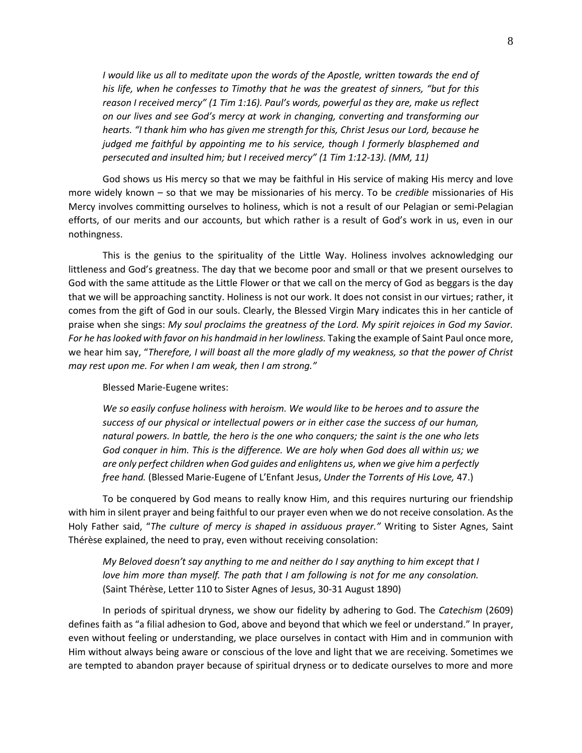> *I would like us all to meditate upon the words of the Apostle, written towards the end of his life, when he confesses to Timothy that he was the greatest of sinners, "but for this reason I received mercy" (1 Tim 1:16). Paul's words, powerful as they are, make us reflect on our lives and see God's mercy at work in changing, converting and transforming our hearts. "I thank him who has given me strength for this, Christ Jesus our Lord, because he judged me faithful by appointing me to his service, though I formerly blasphemed and persecuted and insulted him; but I received mercy" (1 Tim 1:12-13). (MM, 11)*

God shows us His mercy so that we may be faithful in His service of making His mercy and love more widely known – so that we may be missionaries of his mercy. To be *credible* missionaries of His Mercy involves committing ourselves to holiness, which is not a result of our Pelagian or semi-Pelagian efforts, of our merits and our accounts, but which rather is a result of God's work in us, even in our nothingness.

This is the genius to the spirituality of the Little Way. Holiness involves acknowledging our littleness and God's greatness. The day that we become poor and small or that we present ourselves to God with the same attitude as the Little Flower or that we call on the mercy of God as beggars is the day that we will be approaching sanctity. Holiness is not our work. It does not consist in our virtues; rather, it comes from the gift of God in our souls. Clearly, the Blessed Virgin Mary indicates this in her canticle of praise when she sings: *My soul proclaims the greatness of the Lord. My spirit rejoices in God my Savior. For he has looked with favor on his handmaid in her lowliness.* Taking the example of Saint Paul once more, we hear him say, "*Therefore, I will boast all the more gladly of my weakness, so that the power of Christ may rest upon me. For when I am weak, then I am strong."*

Blessed Marie-Eugene writes:

> *We so easily confuse holiness with heroism. We would like to be heroes and to assure the success of our physical or intellectual powers or in either case the success of our human, natural powers. In battle, the hero is the one who conquers; the saint is the one who lets God conquer in him. This is the difference. We are holy when God does all within us; we are only perfect children when God guides and enlightens us, when we give him a perfectly free hand.* (Blessed Marie-Eugene of L'Enfant Jesus, *Under the Torrents of His Love,* 47.)

To be conquered by God means to really know Him, and this requires nurturing our friendship with him in silent prayer and being faithful to our prayer even when we do not receive consolation. As the Holy Father said, "*The culture of mercy is shaped in assiduous prayer."* Writing to Sister Agnes, Saint Thérèse explained, the need to pray, even without receiving consolation:

> *My Beloved doesn't say anything to me and neither do I say anything to him except that I love him more than myself. The path that I am following is not for me any consolation.* (Saint Thérèse, Letter 110 to Sister Agnes of Jesus, 30-31 August 1890)

In periods of spiritual dryness, we show our fidelity by adhering to God. The *Catechism* (2609) defines faith as "a filial adhesion to God, above and beyond that which we feel or understand." In prayer, even without feeling or understanding, we place ourselves in contact with Him and in communion with Him without always being aware or conscious of the love and light that we are receiving. Sometimes we are tempted to abandon prayer because of spiritual dryness or to dedicate ourselves to more and more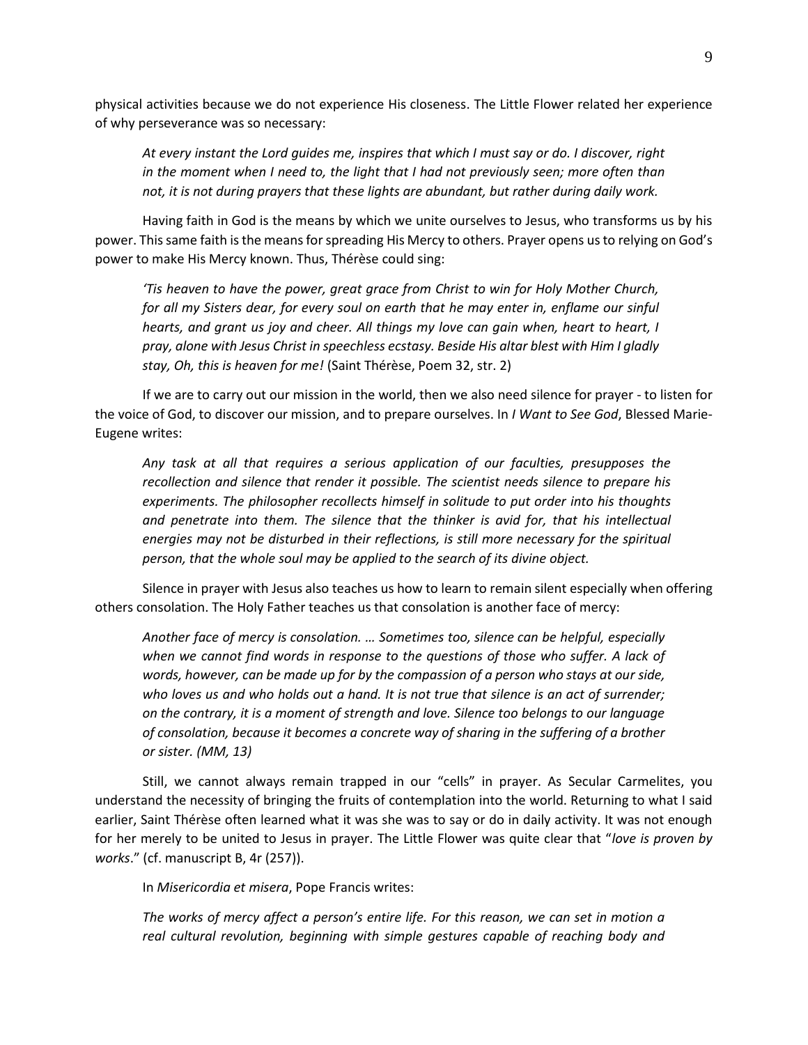physical activities because we do not experience His closeness. The Little Flower related her experience of why perseverance was so necessary:

> *At every instant the Lord guides me, inspires that which I must say or do. I discover, right in the moment when I need to, the light that I had not previously seen; more often than not, it is not during prayers that these lights are abundant, but rather during daily work.*

Having faith in God is the means by which we unite ourselves to Jesus, who transforms us by his power. This same faith is the means for spreading His Mercy to others. Prayer opens us to relying on God's power to make His Mercy known. Thus, Thérèse could sing:

> *'Tis heaven to have the power, great grace from Christ to win for Holy Mother Church, for all my Sisters dear, for every soul on earth that he may enter in, enflame our sinful hearts, and grant us joy and cheer. All things my love can gain when, heart to heart, I pray, alone with Jesus Christ in speechless ecstasy. Beside His altar blest with Him I gladly stay, Oh, this is heaven for me!* (Saint Thérèse, Poem 32, str. 2)

If we are to carry out our mission in the world, then we also need silence for prayer - to listen for the voice of God, to discover our mission, and to prepare ourselves. In *I Want to See God*, Blessed Marie-Eugene writes:

> *Any task at all that requires a serious application of our faculties, presupposes the recollection and silence that render it possible. The scientist needs silence to prepare his experiments. The philosopher recollects himself in solitude to put order into his thoughts and penetrate into them. The silence that the thinker is avid for, that his intellectual energies may not be disturbed in their reflections, is still more necessary for the spiritual person, that the whole soul may be applied to the search of its divine object.*

Silence in prayer with Jesus also teaches us how to learn to remain silent especially when offering others consolation. The Holy Father teaches us that consolation is another face of mercy:

> *Another face of mercy is consolation. … Sometimes too, silence can be helpful, especially when we cannot find words in response to the questions of those who suffer. A lack of words, however, can be made up for by the compassion of a person who stays at our side, who loves us and who holds out a hand. It is not true that silence is an act of surrender; on the contrary, it is a moment of strength and love. Silence too belongs to our language of consolation, because it becomes a concrete way of sharing in the suffering of a brother or sister. (MM, 13)*

Still, we cannot always remain trapped in our "cells" in prayer. As Secular Carmelites, you understand the necessity of bringing the fruits of contemplation into the world. Returning to what I said earlier, Saint Thérèse often learned what it was she was to say or do in daily activity. It was not enough for her merely to be united to Jesus in prayer. The Little Flower was quite clear that "*love is proven by works*." (cf. manuscript B, 4r (257)).

In *Misericordia et misera*, Pope Francis writes:

> *The works of mercy affect a person's entire life. For this reason, we can set in motion a real cultural revolution, beginning with simple gestures capable of reaching body and*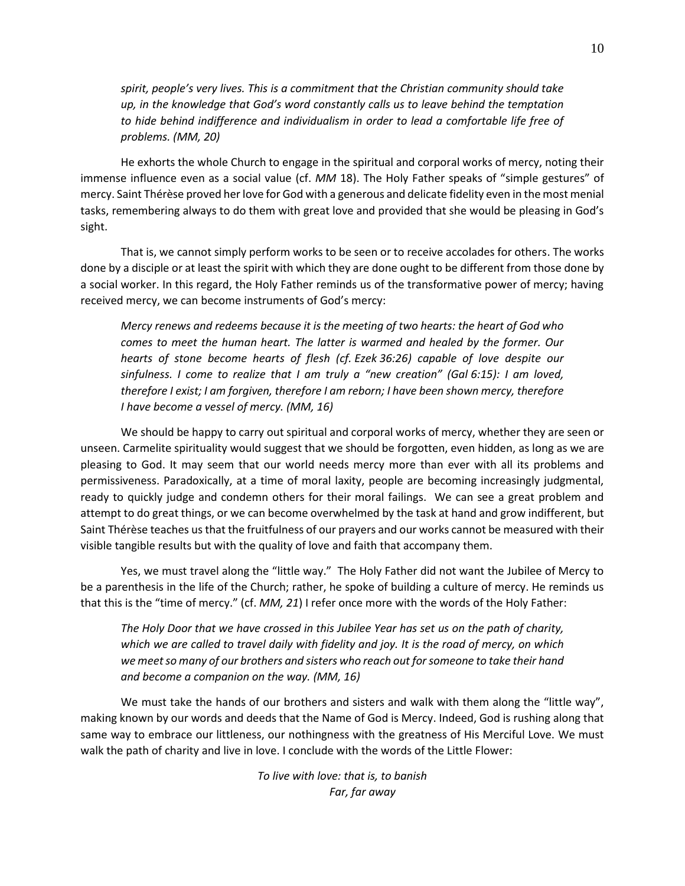*spirit, people's very lives. This is a commitment that the Christian community should take up, in the knowledge that God's word constantly calls us to leave behind the temptation to hide behind indifference and individualism in order to lead a comfortable life free of problems. (MM, 20)*

He exhorts the whole Church to engage in the spiritual and corporal works of mercy, noting their immense influence even as a social value (cf. *MM* 18). The Holy Father speaks of "simple gestures" of mercy. Saint Thérèse proved her love for God with a generous and delicate fidelity even in the most menial tasks, remembering always to do them with great love and provided that she would be pleasing in God's sight.

That is, we cannot simply perform works to be seen or to receive accolades for others. The works done by a disciple or at least the spirit with which they are done ought to be different from those done by a social worker. In this regard, the Holy Father reminds us of the transformative power of mercy; having received mercy, we can become instruments of God's mercy:

*Mercy renews and redeems because it is the meeting of two hearts: the heart of God who comes to meet the human heart. The latter is warmed and healed by the former. Our hearts of stone become hearts of flesh (cf. Ezek 36:26) capable of love despite our sinfulness. I come to realize that I am truly a "new creation" (Gal 6:15): I am loved, therefore I exist; I am forgiven, therefore I am reborn; I have been shown mercy, therefore I have become a vessel of mercy. (MM, 16)*

We should be happy to carry out spiritual and corporal works of mercy, whether they are seen or unseen. Carmelite spirituality would suggest that we should be forgotten, even hidden, as long as we are pleasing to God. It may seem that our world needs mercy more than ever with all its problems and permissiveness. Paradoxically, at a time of moral laxity, people are becoming increasingly judgmental, ready to quickly judge and condemn others for their moral failings. We can see a great problem and attempt to do great things, or we can become overwhelmed by the task at hand and grow indifferent, but Saint Thérèse teaches us that the fruitfulness of our prayers and our works cannot be measured with their visible tangible results but with the quality of love and faith that accompany them.

Yes, we must travel along the "little way." The Holy Father did not want the Jubilee of Mercy to be a parenthesis in the life of the Church; rather, he spoke of building a culture of mercy. He reminds us that this is the "time of mercy." (cf. *MM, 21*) I refer once more with the words of the Holy Father:

*The Holy Door that we have crossed in this Jubilee Year has set us on the path of charity, which we are called to travel daily with fidelity and joy. It is the road of mercy, on which we meet so many of our brothers and sisters who reach out for someone to take their hand and become a companion on the way. (MM, 16)*

We must take the hands of our brothers and sisters and walk with them along the "little way", making known by our words and deeds that the Name of God is Mercy. Indeed, God is rushing along that same way to embrace our littleness, our nothingness with the greatness of His Merciful Love. We must walk the path of charity and live in love. I conclude with the words of the Little Flower:

*To live with love: that is, to banish*
*Far, far away*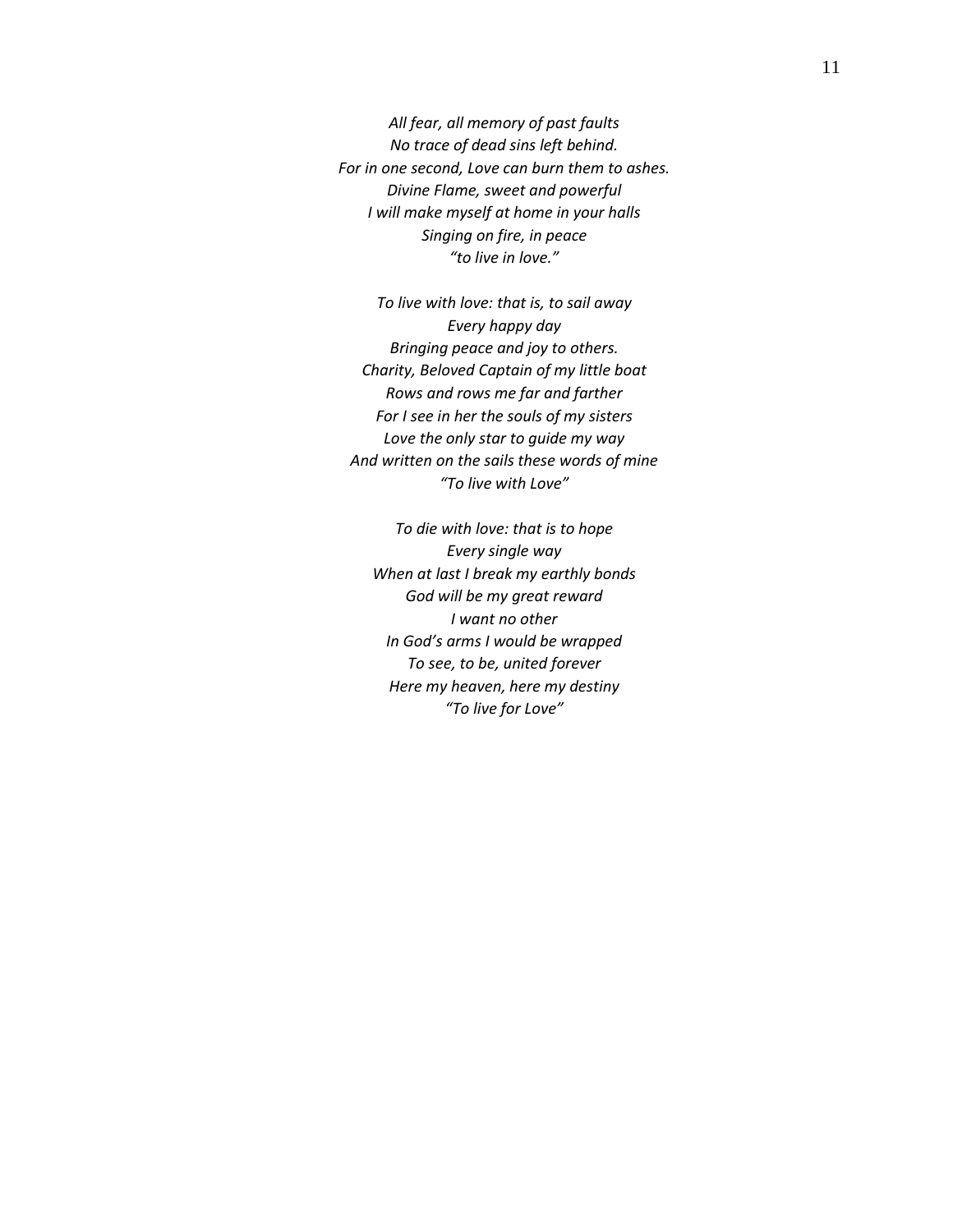*All fear, all memory of past faults*
*No trace of dead sins left behind.*
*For in one second, Love can burn them to ashes.*
*Divine Flame, sweet and powerful*
*I will make myself at home in your halls*
*Singing on fire, in peace*
*"to live in love."*

*To live with love: that is, to sail away*
*Every happy day*
*Bringing peace and joy to others.*
*Charity, Beloved Captain of my little boat*
*Rows and rows me far and farther*
*For I see in her the souls of my sisters*
*Love the only star to guide my way*
*And written on the sails these words of mine*
*"To live with Love"*

*To die with love: that is to hope*
*Every single way*
*When at last I break my earthly bonds*
*God will be my great reward*
*I want no other*
*In God's arms I would be wrapped*
*To see, to be, united forever*
*Here my heaven, here my destiny*
*"To live for Love"*